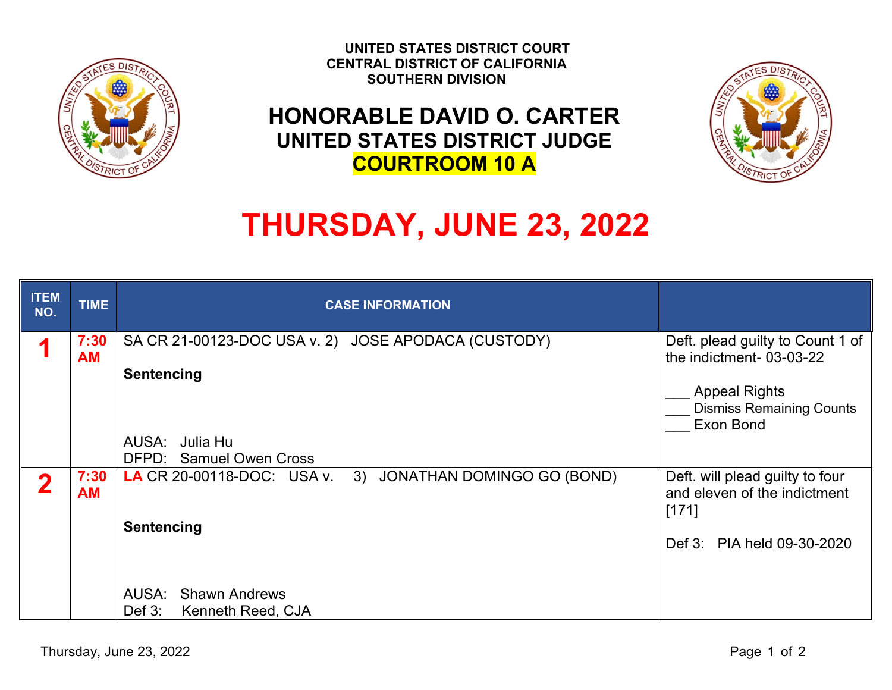UNITED STATES DISTRICT COURT
CENTRAL DISTRICT OF CALIFORNIA
SOUTHERN DIVISION

# HONORABLE DAVID O. CARTER
## UNITED STATES DISTRICT JUDGE
## COURTROOM 10 A

# THURSDAY, JUNE 23, 2022

| ITEM NO. | TIME | CASE INFORMATION | |
|---|---|---|---|
| 1 | 7:30 AM | SA CR 21-00123-DOC USA v. 2) JOSE APODACA (CUSTODY)<br><br>**Sentencing**<br><br>AUSA: Julia Hu<br>DFPD: Samuel Owen Cross | Deft. plead guilty to Count 1 of the indictment- 03-03-22<br><br>___ Appeal Rights<br>___ Dismiss Remaining Counts<br>___ Exon Bond |
| 2 | 7:30 AM | LA CR 20-00118-DOC: USA v. 3) JONATHAN DOMINGO GO (BOND)<br><br>**Sentencing**<br><br>AUSA: Shawn Andrews<br>Def 3: Kenneth Reed, CJA | Deft. will plead guilty to four and eleven of the indictment [171]<br><br>Def 3: PIA held 09-30-2020 |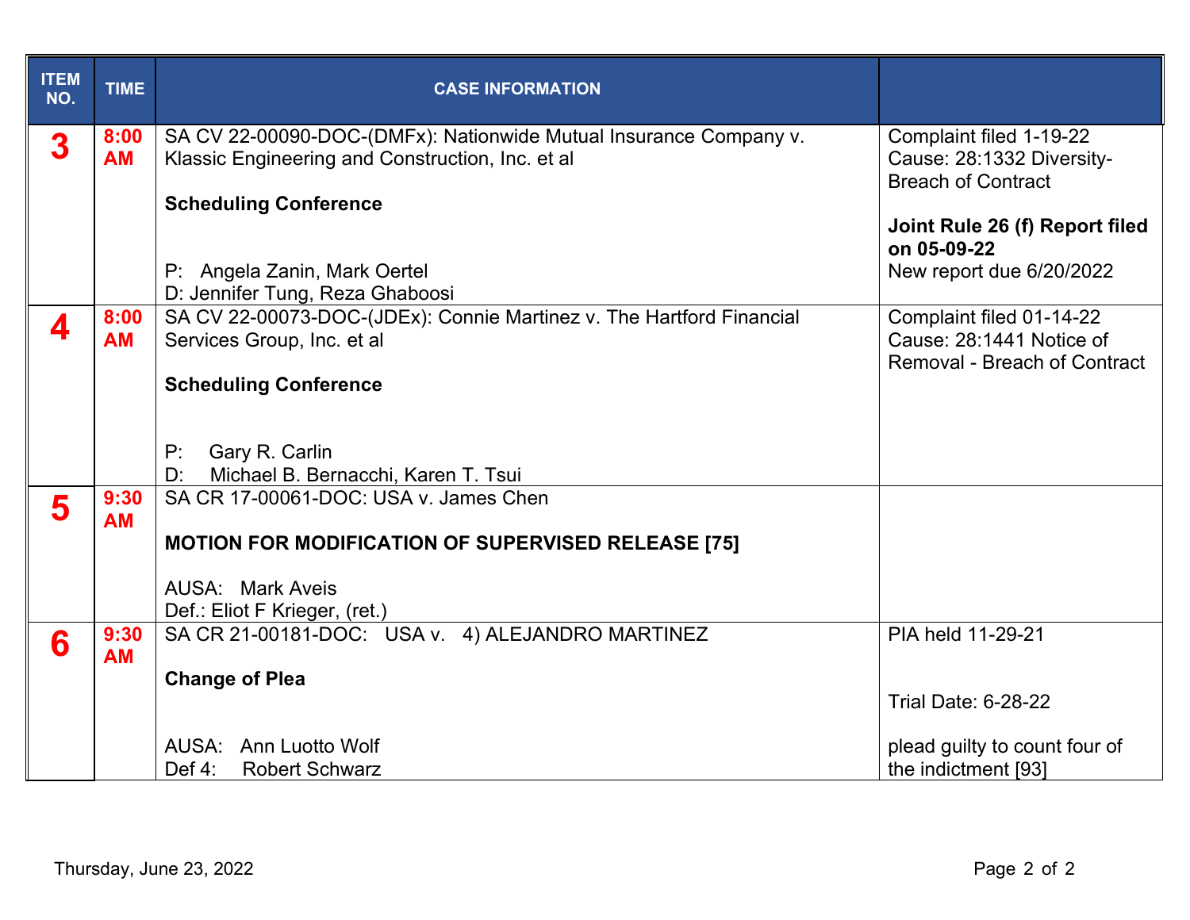| ITEM NO. | TIME | CASE INFORMATION | |
|---|---|---|---|
| 3 | 8:00 AM | SA CV 22-00090-DOC-(DMFx): Nationwide Mutual Insurance Company v. Klassic Engineering and Construction, Inc. et al<br><br>**Scheduling Conference**<br><br>P: Angela Zanin, Mark Oertel<br>D: Jennifer Tung, Reza Ghaboosi | Complaint filed 1-19-22<br>Cause: 28:1332 Diversity-Breach of Contract<br><br>**Joint Rule 26 (f) Report filed on 05-09-22**<br>New report due 6/20/2022 |
| 4 | 8:00 AM | SA CV 22-00073-DOC-(JDEx): Connie Martinez v. The Hartford Financial Services Group, Inc. et al<br><br>**Scheduling Conference**<br><br>P: Gary R. Carlin<br>D: Michael B. Bernacchi, Karen T. Tsui | Complaint filed 01-14-22<br>Cause: 28:1441 Notice of Removal - Breach of Contract |
| 5 | 9:30 AM | SA CR 17-00061-DOC: USA v. James Chen<br><br>**MOTION FOR MODIFICATION OF SUPERVISED RELEASE [75]**<br><br>AUSA: Mark Aveis<br>Def.: Eliot F Krieger, (ret.) | |
| 6 | 9:30 AM | SA CR 21-00181-DOC: USA v. 4) ALEJANDRO MARTINEZ<br><br>**Change of Plea**<br><br>AUSA: Ann Luotto Wolf<br>Def 4: Robert Schwarz | PIA held 11-29-21<br><br>Trial Date: 6-28-22<br><br>plead guilty to count four of the indictment [93] |

Thursday, June 23, 2022